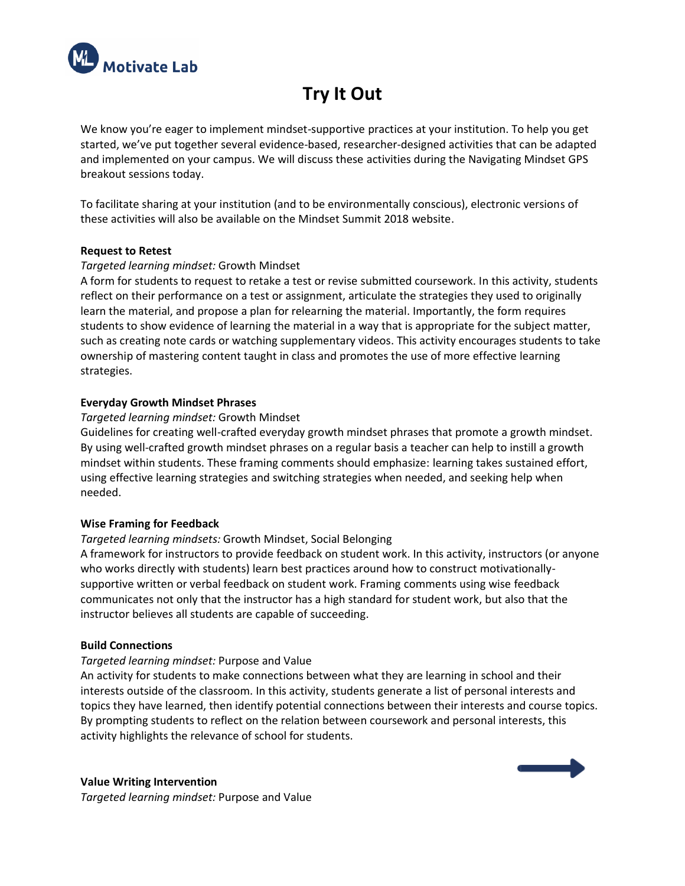# Try It Out

We know you're eager to implement mindset-supportive practices at your institution. To help you get started, we've put together several evidence-based, researcher-designed activities that can be adapted and implemented on your campus. We will discuss these activities during the Navigating Mindset GPS breakout sessions today.

To facilitate sharing at your institution (and to be environmentally conscious), electronic versions of these activities will also be available on the Mindset Summit 2018 website.

**Request to Retest**

*Targeted learning mindset:* Growth Mindset

A form for students to request to retake a test or revise submitted coursework. In this activity, students reflect on their performance on a test or assignment, articulate the strategies they used to originally learn the material, and propose a plan for relearning the material. Importantly, the form requires students to show evidence of learning the material in a way that is appropriate for the subject matter, such as creating note cards or watching supplementary videos. This activity encourages students to take ownership of mastering content taught in class and promotes the use of more effective learning strategies.

**Everyday Growth Mindset Phrases**

*Targeted learning mindset:* Growth Mindset

Guidelines for creating well-crafted everyday growth mindset phrases that promote a growth mindset. By using well-crafted growth mindset phrases on a regular basis a teacher can help to instill a growth mindset within students. These framing comments should emphasize: learning takes sustained effort, using effective learning strategies and switching strategies when needed, and seeking help when needed.

**Wise Framing for Feedback**

*Targeted learning mindsets:* Growth Mindset, Social Belonging

A framework for instructors to provide feedback on student work. In this activity, instructors (or anyone who works directly with students) learn best practices around how to construct motivationally-supportive written or verbal feedback on student work. Framing comments using wise feedback communicates not only that the instructor has a high standard for student work, but also that the instructor believes all students are capable of succeeding.

**Build Connections**

*Targeted learning mindset:* Purpose and Value

An activity for students to make connections between what they are learning in school and their interests outside of the classroom. In this activity, students generate a list of personal interests and topics they have learned, then identify potential connections between their interests and course topics. By prompting students to reflect on the relation between coursework and personal interests, this activity highlights the relevance of school for students.

**Value Writing Intervention**

*Targeted learning mindset:* Purpose and Value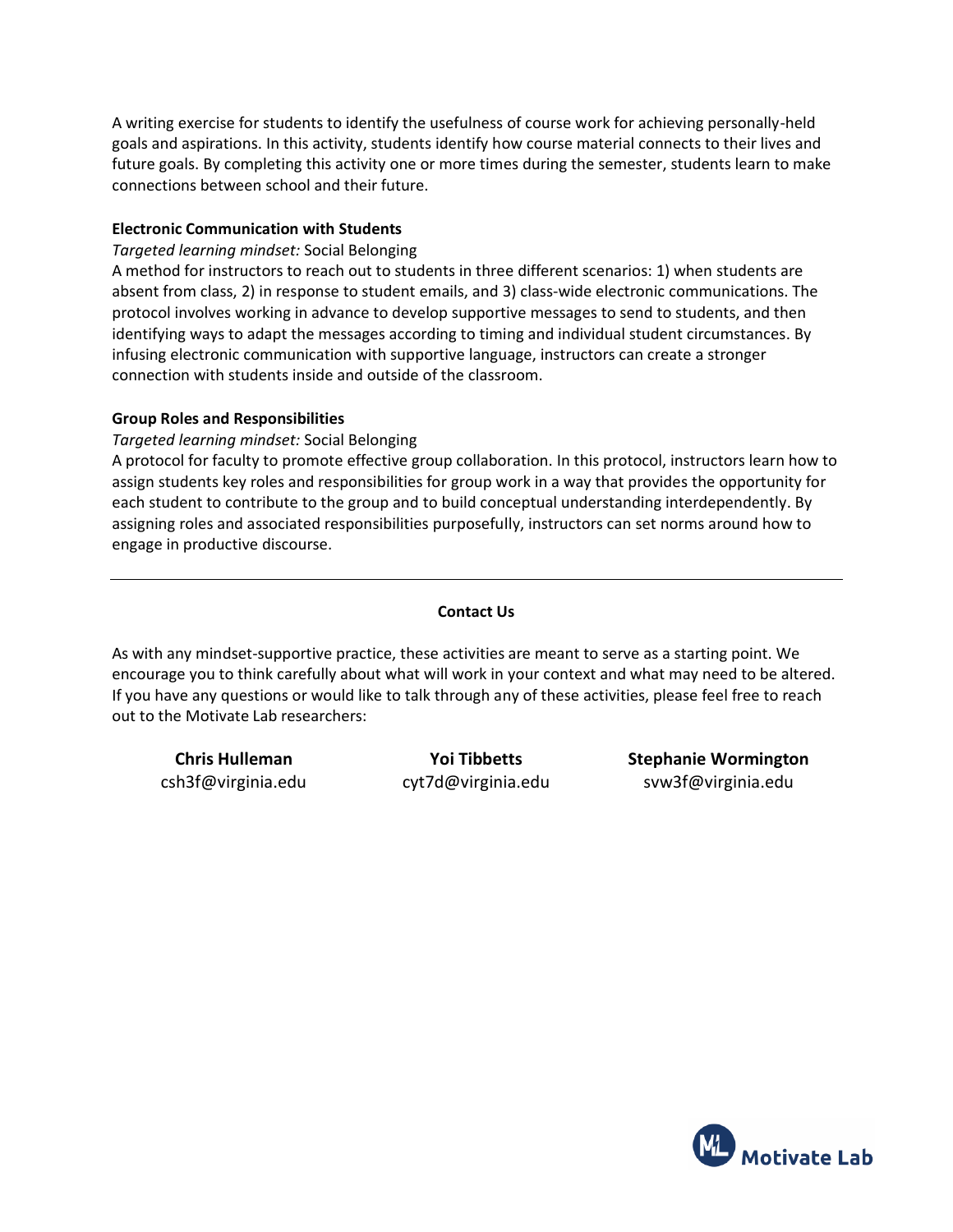A writing exercise for students to identify the usefulness of course work for achieving personally-held goals and aspirations. In this activity, students identify how course material connects to their lives and future goals. By completing this activity one or more times during the semester, students learn to make connections between school and their future.

**Electronic Communication with Students**

*Targeted learning mindset:* Social Belonging

A method for instructors to reach out to students in three different scenarios: 1) when students are absent from class, 2) in response to student emails, and 3) class-wide electronic communications. The protocol involves working in advance to develop supportive messages to send to students, and then identifying ways to adapt the messages according to timing and individual student circumstances. By infusing electronic communication with supportive language, instructors can create a stronger connection with students inside and outside of the classroom.

**Group Roles and Responsibilities**

*Targeted learning mindset:* Social Belonging

A protocol for faculty to promote effective group collaboration. In this protocol, instructors learn how to assign students key roles and responsibilities for group work in a way that provides the opportunity for each student to contribute to the group and to build conceptual understanding interdependently. By assigning roles and associated responsibilities purposefully, instructors can set norms around how to engage in productive discourse.

---

**Contact Us**

As with any mindset-supportive practice, these activities are meant to serve as a starting point. We encourage you to think carefully about what will work in your context and what may need to be altered. If you have any questions or would like to talk through any of these activities, please feel free to reach out to the Motivate Lab researchers:

**Chris Hulleman**
csh3f@virginia.edu

**Yoi Tibbetts**
cyt7d@virginia.edu

**Stephanie Wormington**
svw3f@virginia.edu

Motivate Lab